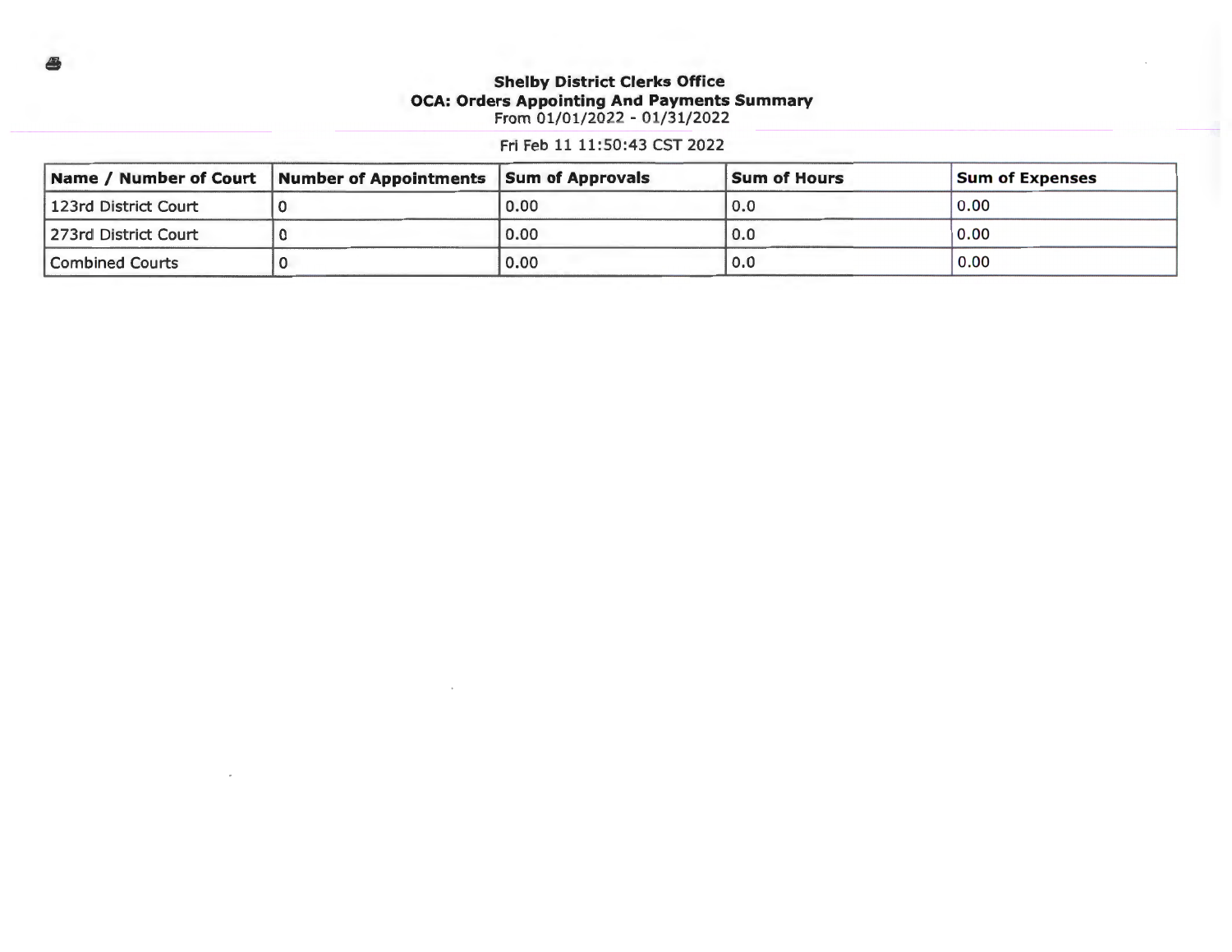**Shelby District Clerks Office**
**OCA: Orders Appointing And Payments Summary**
From 01/01/2022 - 01/31/2022

Fri Feb 11 11:50:43 CST 2022

| Name / Number of Court | Number of Appointments | Sum of Approvals | Sum of Hours | Sum of Expenses |
|---|---|---|---|---|
| 123rd District Court | 0 | 0.00 | 0.0 | 0.00 |
| 273rd District Court | 0 | 0.00 | 0.0 | 0.00 |
| Combined Courts | 0 | 0.00 | 0.0 | 0.00 |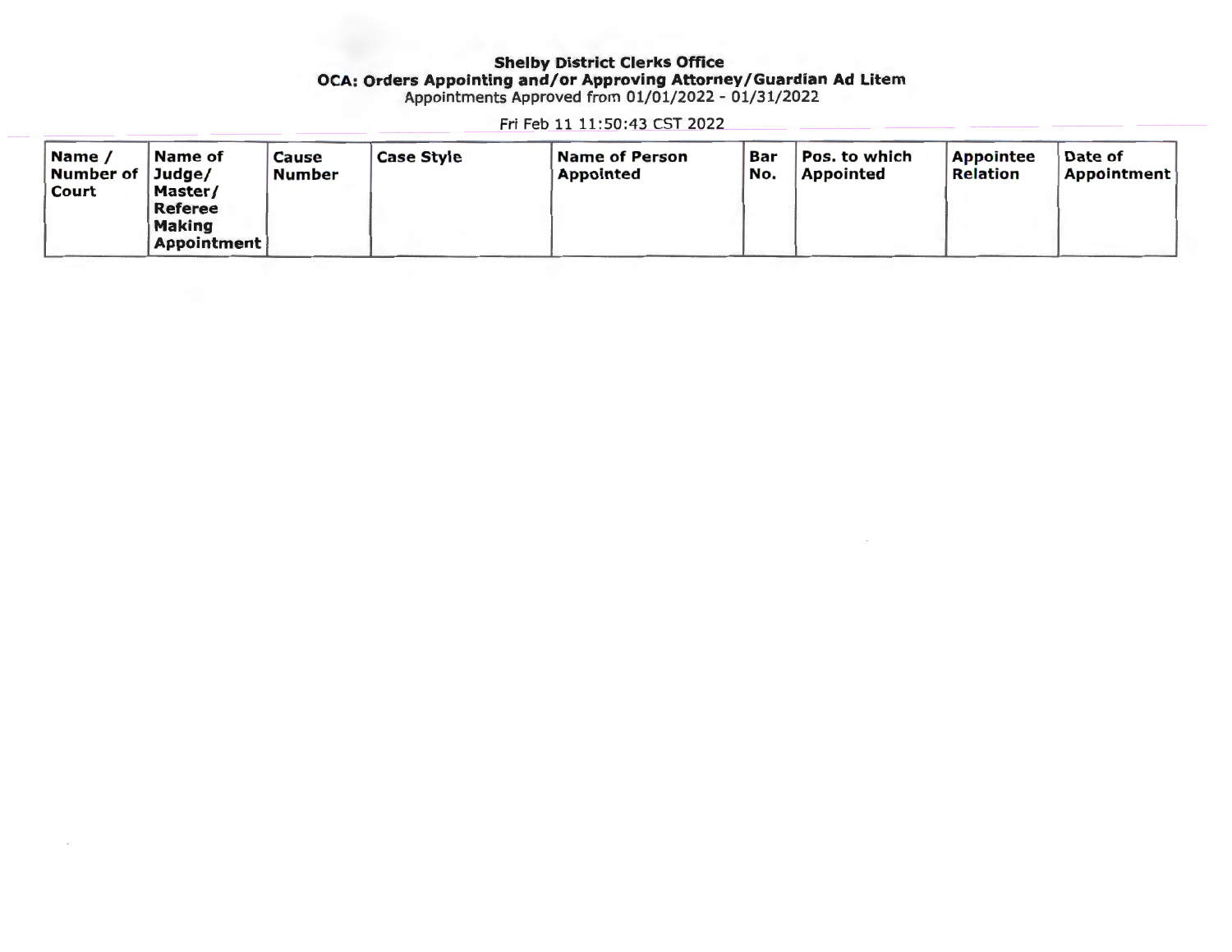**Shelby District Clerks Office**
**OCA: Orders Appointing and/or Approving Attorney/Guardian Ad Litem**
Appointments Approved from 01/01/2022 - 01/31/2022

Fri Feb 11 11:50:43 CST 2022

| Name / Number of Court | Name of Judge/ Master/ Referee Making Appointment | Cause Number | Case Style | Name of Person Appointed | Bar No. | Pos. to which Appointed | Appointee Relation | Date of Appointment |
|---|---|---|---|---|---|---|---|---|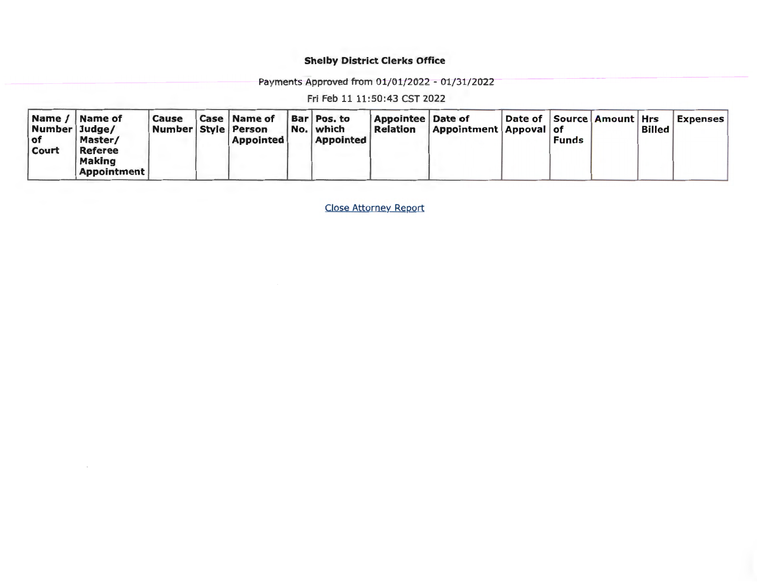**Shelby District Clerks Office**

Payments Approved from 01/01/2022 - 01/31/2022

Fri Feb 11 11:50:43 CST 2022

| Name / Number of Court | Name of Judge/ Master/ Referee Making Appointment | Cause Number | Case Style | Name of Person Appointed | Bar No. | Pos. to which Appointed | Appointee Relation | Date of Appointment | Date of Appoval | Source of Funds | Amount | Hrs Billed | Expenses |
|---|---|---|---|---|---|---|---|---|---|---|---|---|---|

Close Attorney Report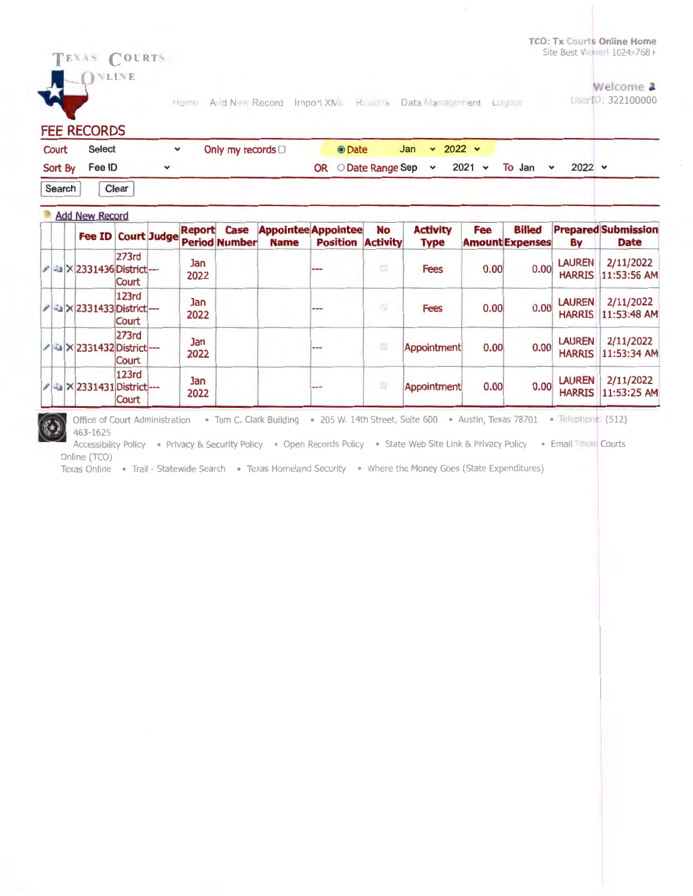TCO: Tx Courts Online Home
Site Best Viewed 1024x768

TEXAS COURTS ONLINE

Home   Add New Record   Import XML   Reports   Data Management   Logout

Welcome
UserID: 322100000

## FEE RECORDS

Court: Select   Only my records ☐   ◉ Date Jan 2022

Sort By: Fee ID   OR ○ Date Range Sep 2021 To Jan 2022

Search   Clear

Add New Record

| | | | Fee ID | Court | Judge | Report Period | Case Number | Appointee Name | Appointee Position | No Activity | Activity Type | Fee Amount | Billed Expenses | Prepared By | Submission Date |
|---|---|---|---|---|---|---|---|---|---|---|---|---|---|---|---|
| | | X | 2331436 | 273rd District Court | --- | Jan 2022 | | | --- | | Fees | 0.00 | 0.00 | LAUREN HARRIS | 2/11/2022 11:53:56 AM |
| | | X | 2331433 | 123rd District Court | --- | Jan 2022 | | | --- | | Fees | 0.00 | 0.00 | LAUREN HARRIS | 2/11/2022 11:53:48 AM |
| | | X | 2331432 | 273rd District Court | --- | Jan 2022 | | | --- | | Appointment | 0.00 | 0.00 | LAUREN HARRIS | 2/11/2022 11:53:34 AM |
| | | X | 2331431 | 123rd District Court | --- | Jan 2022 | | | --- | | Appointment | 0.00 | 0.00 | LAUREN HARRIS | 2/11/2022 11:53:25 AM |

Office of Court Administration • Tom C. Clark Building • 205 W. 14th Street, Suite 600 • Austin, Texas 78701 • Telephone: (512) 463-1625
Accessibility Policy • Privacy & Security Policy • Open Records Policy • State Web Site Link & Privacy Policy • Email Texas Courts Online (TCO)
Texas Online • Trail - Statewide Search • Texas Homeland Security • Where the Money Goes (State Expenditures)